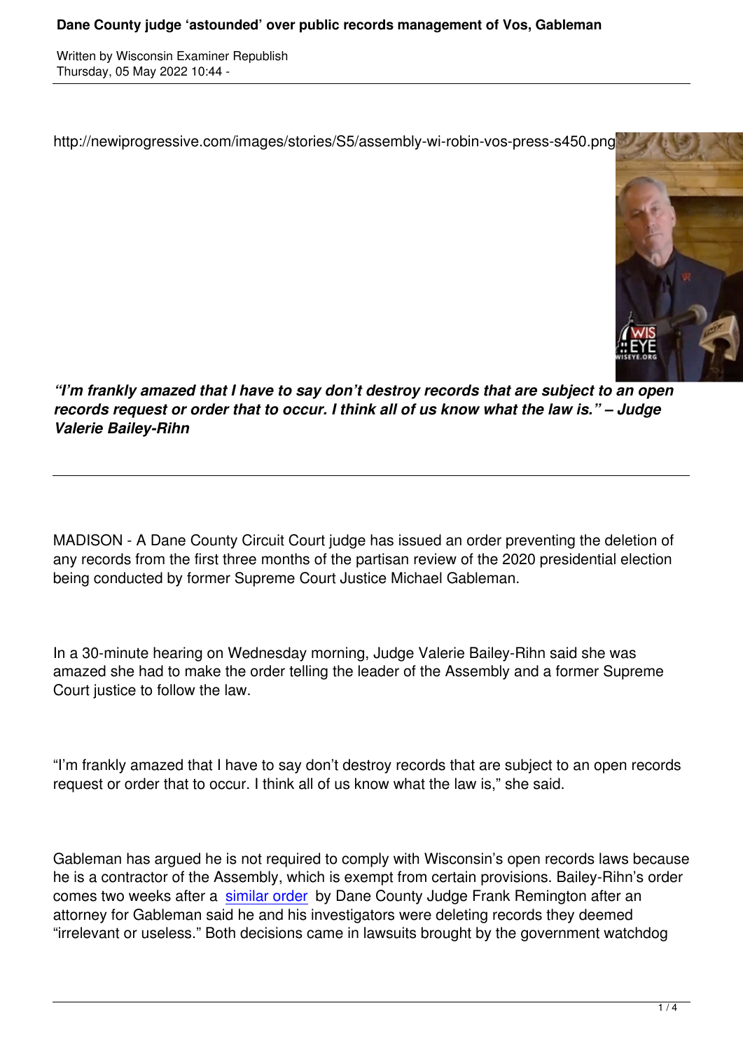# Dane County judge 'astounded' over public records management of Vos, Gableman

Written by Wisconsin Examiner Republish
Thursday, 05 May 2022 10:44 -

http://newiprogressive.com/images/stories/S5/assembly-wi-robin-vos-press-s450.png

***"I'm frankly amazed that I have to say don't destroy records that are subject to an open records request or order that to occur. I think all of us know what the law is." – Judge Valerie Bailey-Rihn***

---

MADISON - A Dane County Circuit Court judge has issued an order preventing the deletion of any records from the first three months of the partisan review of the 2020 presidential election being conducted by former Supreme Court Justice Michael Gableman.

In a 30-minute hearing on Wednesday morning, Judge Valerie Bailey-Rihn said she was amazed she had to make the order telling the leader of the Assembly and a former Supreme Court justice to follow the law.

"I'm frankly amazed that I have to say don't destroy records that are subject to an open records request or order that to occur. I think all of us know what the law is," she said.

Gableman has argued he is not required to comply with Wisconsin's open records laws because he is a contractor of the Assembly, which is exempt from certain provisions. Bailey-Rihn's order comes two weeks after a similar order by Dane County Judge Frank Remington after an attorney for Gableman said he and his investigators were deleting records they deemed "irrelevant or useless." Both decisions came in lawsuits brought by the government watchdog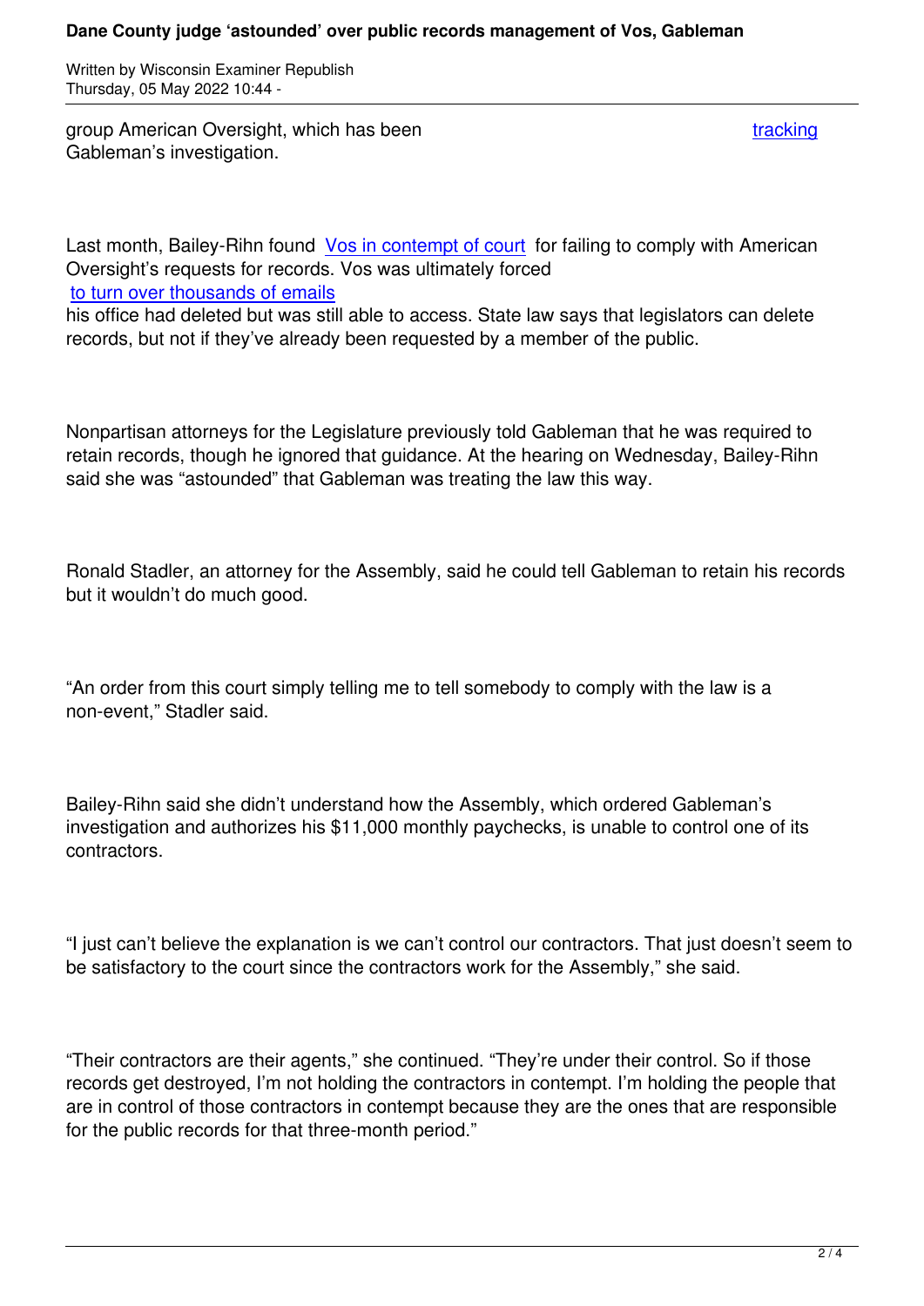group American Oversight, which has been tracking Gableman's investigation.

Last month, Bailey-Rihn found Vos in contempt of court for failing to comply with American Oversight's requests for records. Vos was ultimately forced to turn over thousands of emails his office had deleted but was still able to access. State law says that legislators can delete records, but not if they've already been requested by a member of the public.

Nonpartisan attorneys for the Legislature previously told Gableman that he was required to retain records, though he ignored that guidance. At the hearing on Wednesday, Bailey-Rihn said she was "astounded" that Gableman was treating the law this way.

Ronald Stadler, an attorney for the Assembly, said he could tell Gableman to retain his records but it wouldn't do much good.

"An order from this court simply telling me to tell somebody to comply with the law is a non-event," Stadler said.

Bailey-Rihn said she didn't understand how the Assembly, which ordered Gableman's investigation and authorizes his $11,000 monthly paychecks, is unable to control one of its contractors.

"I just can't believe the explanation is we can't control our contractors. That just doesn't seem to be satisfactory to the court since the contractors work for the Assembly," she said.

"Their contractors are their agents," she continued. "They're under their control. So if those records get destroyed, I'm not holding the contractors in contempt. I'm holding the people that are in control of those contractors in contempt because they are the ones that are responsible for the public records for that three-month period."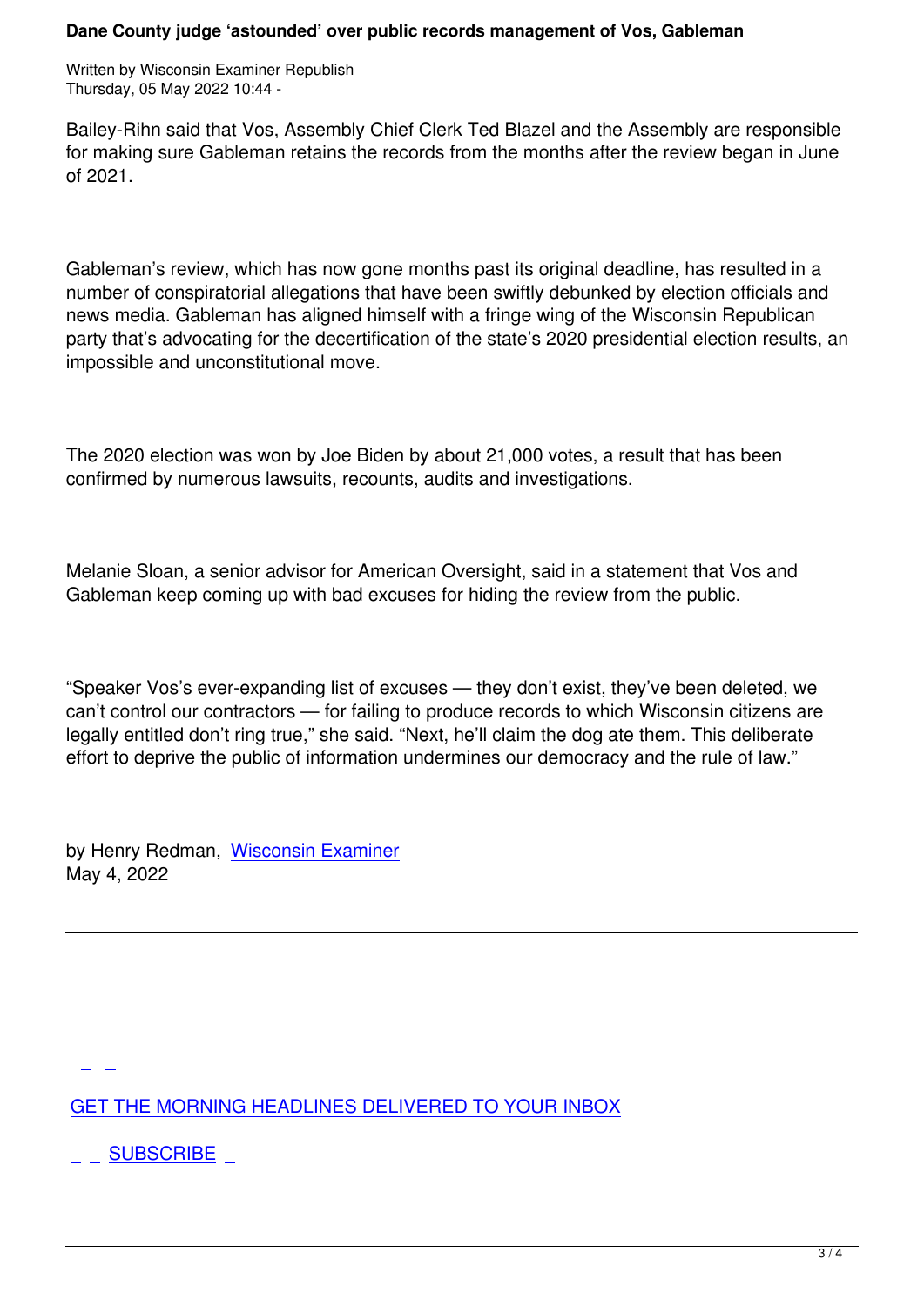Bailey-Rihn said that Vos, Assembly Chief Clerk Ted Blazel and the Assembly are responsible for making sure Gableman retains the records from the months after the review began in June of 2021.

Gableman's review, which has now gone months past its original deadline, has resulted in a number of conspiratorial allegations that have been swiftly debunked by election officials and news media. Gableman has aligned himself with a fringe wing of the Wisconsin Republican party that's advocating for the decertification of the state's 2020 presidential election results, an impossible and unconstitutional move.

The 2020 election was won by Joe Biden by about 21,000 votes, a result that has been confirmed by numerous lawsuits, recounts, audits and investigations.

Melanie Sloan, a senior advisor for American Oversight, said in a statement that Vos and Gableman keep coming up with bad excuses for hiding the review from the public.

"Speaker Vos's ever-expanding list of excuses — they don't exist, they've been deleted, we can't control our contractors — for failing to produce records to which Wisconsin citizens are legally entitled don't ring true," she said. "Next, he'll claim the dog ate them. This deliberate effort to deprive the public of information undermines our democracy and the rule of law."

by Henry Redman, Wisconsin Examiner
May 4, 2022

---

GET THE MORNING HEADLINES DELIVERED TO YOUR INBOX

SUBSCRIBE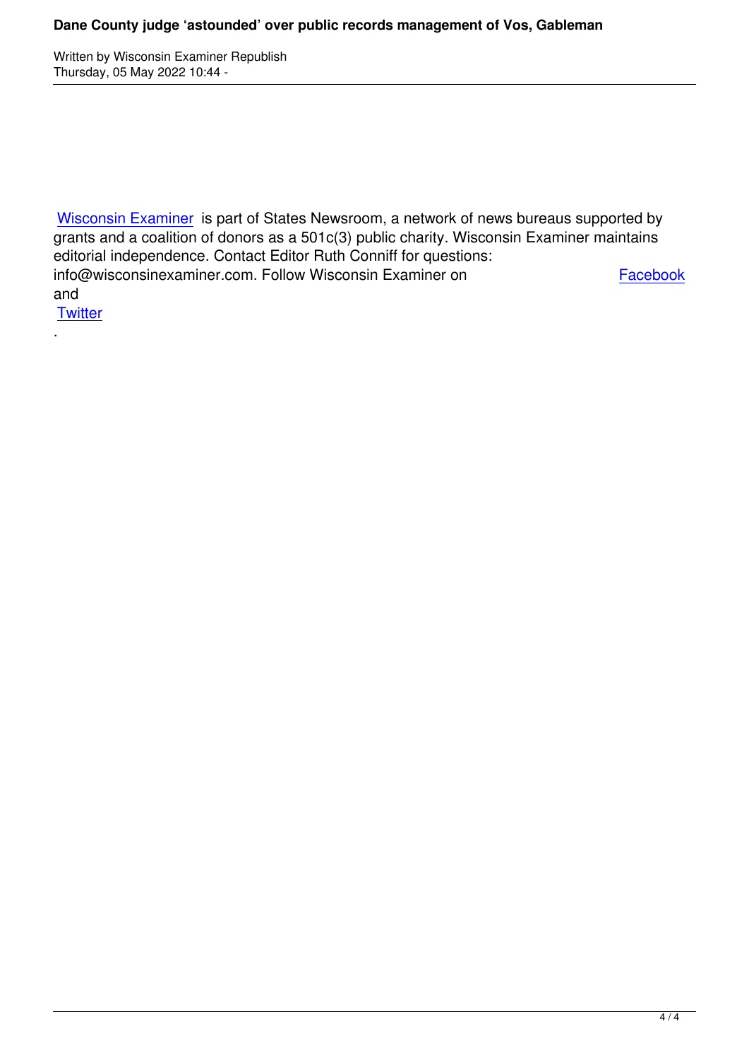Wisconsin Examiner is part of States Newsroom, a network of news bureaus supported by grants and a coalition of donors as a 501c(3) public charity. Wisconsin Examiner maintains editorial independence. Contact Editor Ruth Conniff for questions: info@wisconsinexaminer.com. Follow Wisconsin Examiner on Facebook and Twitter.